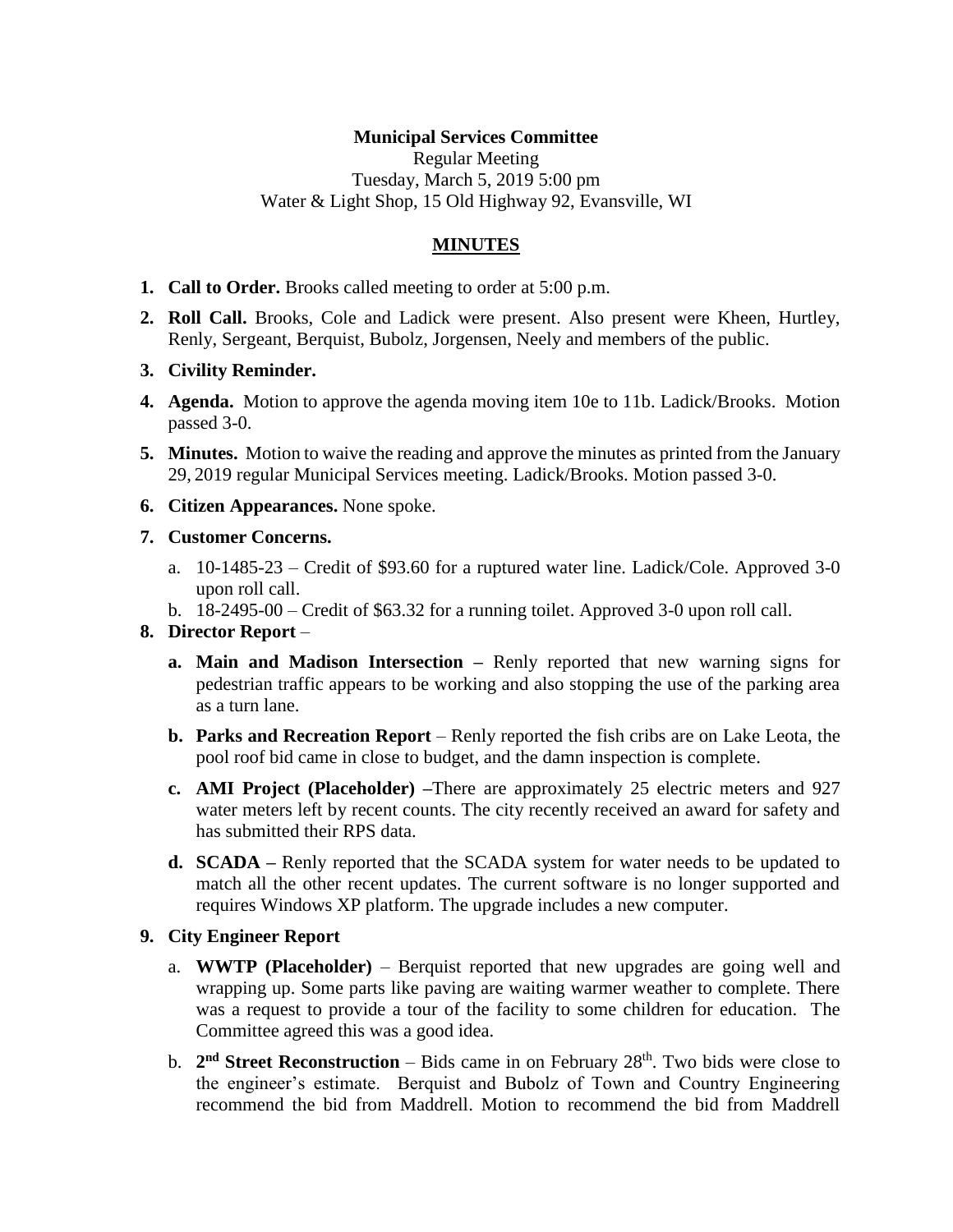**Municipal Services Committee**

Regular Meeting

Tuesday, March 5, 2019 5:00 pm

Water & Light Shop, 15 Old Highway 92, Evansville, WI

**MINUTES**

1. **Call to Order.** Brooks called meeting to order at 5:00 p.m.
2. **Roll Call.** Brooks, Cole and Ladick were present. Also present were Kheen, Hurtley, Renly, Sergeant, Berquist, Bubolz, Jorgensen, Neely and members of the public.
3. **Civility Reminder.**
4. **Agenda.** Motion to approve the agenda moving item 10e to 11b. Ladick/Brooks. Motion passed 3-0.
5. **Minutes.** Motion to waive the reading and approve the minutes as printed from the January 29, 2019 regular Municipal Services meeting. Ladick/Brooks. Motion passed 3-0.
6. **Citizen Appearances.** None spoke.
7. **Customer Concerns.**
   a. 10-1485-23 – Credit of $93.60 for a ruptured water line. Ladick/Cole. Approved 3-0 upon roll call.
   b. 18-2495-00 – Credit of $63.32 for a running toilet. Approved 3-0 upon roll call.
8. **Director Report** –
   a. **Main and Madison Intersection –** Renly reported that new warning signs for pedestrian traffic appears to be working and also stopping the use of the parking area as a turn lane.
   b. **Parks and Recreation Report** – Renly reported the fish cribs are on Lake Leota, the pool roof bid came in close to budget, and the damn inspection is complete.
   c. **AMI Project (Placeholder) –**There are approximately 25 electric meters and 927 water meters left by recent counts. The city recently received an award for safety and has submitted their RPS data.
   d. **SCADA –** Renly reported that the SCADA system for water needs to be updated to match all the other recent updates. The current software is no longer supported and requires Windows XP platform. The upgrade includes a new computer.
9. **City Engineer Report**
   a. **WWTP (Placeholder)** – Berquist reported that new upgrades are going well and wrapping up. Some parts like paving are waiting warmer weather to complete. There was a request to provide a tour of the facility to some children for education. The Committee agreed this was a good idea.
   b. **2nd Street Reconstruction** – Bids came in on February 28th. Two bids were close to the engineer's estimate. Berquist and Bubolz of Town and Country Engineering recommend the bid from Maddrell. Motion to recommend the bid from Maddrell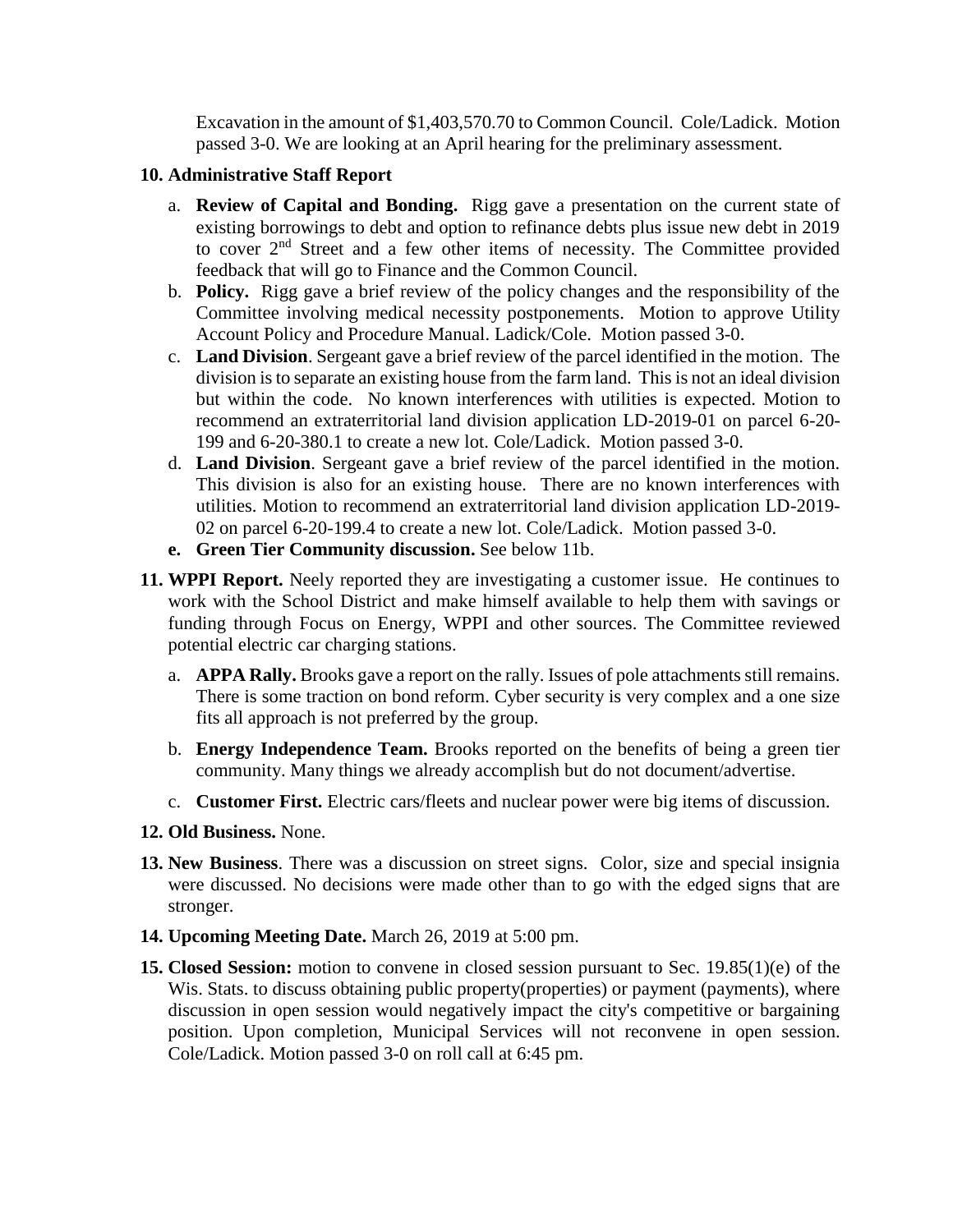Excavation in the amount of $1,403,570.70 to Common Council. Cole/Ladick. Motion passed 3-0. We are looking at an April hearing for the preliminary assessment.

**10. Administrative Staff Report**

a. **Review of Capital and Bonding.** Rigg gave a presentation on the current state of existing borrowings to debt and option to refinance debts plus issue new debt in 2019 to cover 2nd Street and a few other items of necessity. The Committee provided feedback that will go to Finance and the Common Council.

b. **Policy.** Rigg gave a brief review of the policy changes and the responsibility of the Committee involving medical necessity postponements. Motion to approve Utility Account Policy and Procedure Manual. Ladick/Cole. Motion passed 3-0.

c. **Land Division**. Sergeant gave a brief review of the parcel identified in the motion. The division is to separate an existing house from the farm land. This is not an ideal division but within the code. No known interferences with utilities is expected. Motion to recommend an extraterritorial land division application LD-2019-01 on parcel 6-20-199 and 6-20-380.1 to create a new lot. Cole/Ladick. Motion passed 3-0.

d. **Land Division**. Sergeant gave a brief review of the parcel identified in the motion. This division is also for an existing house. There are no known interferences with utilities. Motion to recommend an extraterritorial land division application LD-2019-02 on parcel 6-20-199.4 to create a new lot. Cole/Ladick. Motion passed 3-0.

**e. Green Tier Community discussion.** See below 11b.

**11. WPPI Report.** Neely reported they are investigating a customer issue. He continues to work with the School District and make himself available to help them with savings or funding through Focus on Energy, WPPI and other sources. The Committee reviewed potential electric car charging stations.

a. **APPA Rally.** Brooks gave a report on the rally. Issues of pole attachments still remains. There is some traction on bond reform. Cyber security is very complex and a one size fits all approach is not preferred by the group.

b. **Energy Independence Team.** Brooks reported on the benefits of being a green tier community. Many things we already accomplish but do not document/advertise.

c. **Customer First.** Electric cars/fleets and nuclear power were big items of discussion.

**12. Old Business.** None.

**13. New Business**. There was a discussion on street signs. Color, size and special insignia were discussed. No decisions were made other than to go with the edged signs that are stronger.

**14. Upcoming Meeting Date.** March 26, 2019 at 5:00 pm.

**15. Closed Session:** motion to convene in closed session pursuant to Sec. 19.85(1)(e) of the Wis. Stats. to discuss obtaining public property(properties) or payment (payments), where discussion in open session would negatively impact the city's competitive or bargaining position. Upon completion, Municipal Services will not reconvene in open session. Cole/Ladick. Motion passed 3-0 on roll call at 6:45 pm.